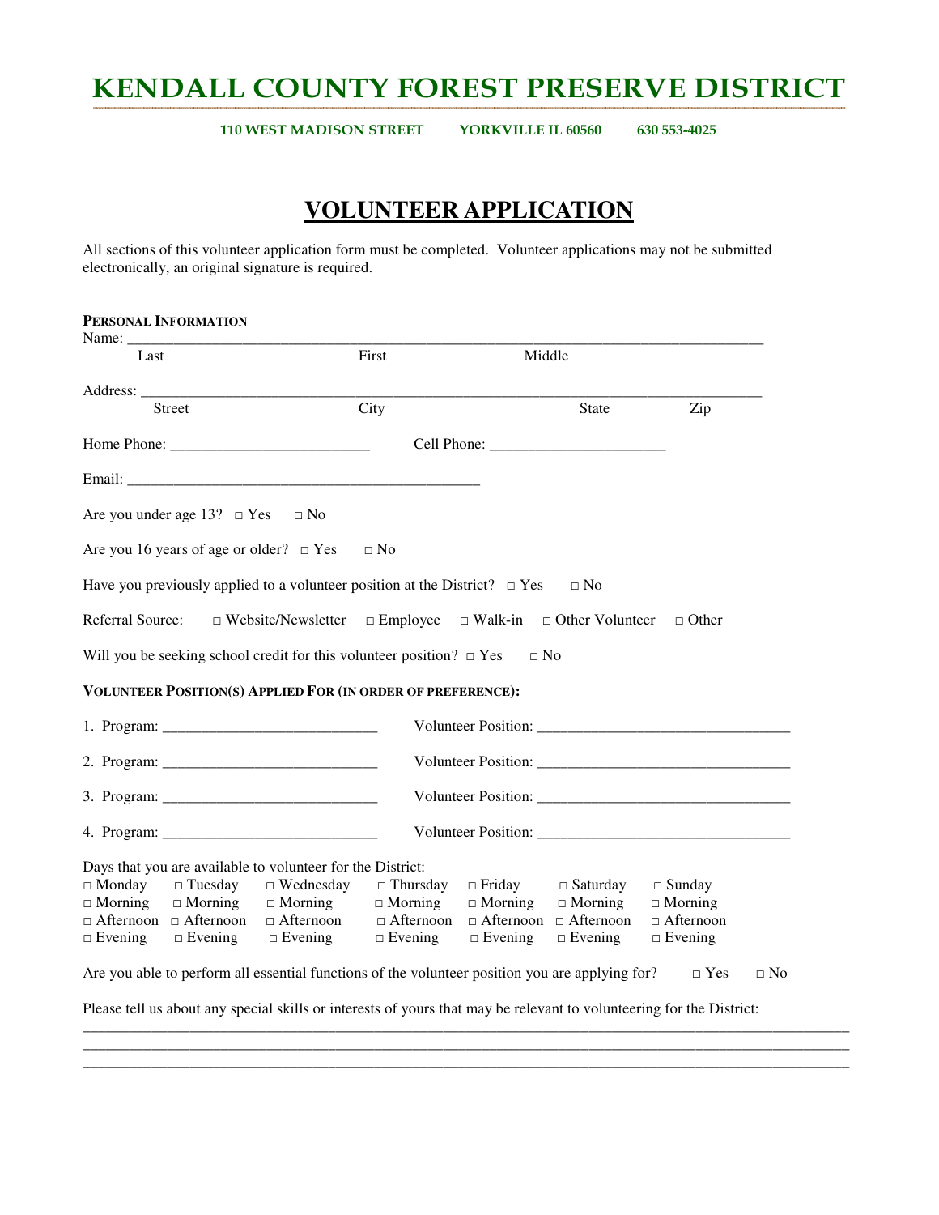# KENDALL COUNTY FOREST PRESERVE DISTRICT

**110 WEST MADISON STREET YORKVILLE IL 60560 630 553-4025**

## VOLUNTEER APPLICATION

All sections of this volunteer application form must be completed. Volunteer applications may not be submitted electronically, an original signature is required.

**PERSONAL INFORMATION**

Name: ______________________________________________________________________________
Last First Middle

Address: _____________________________________________________________________________
Street City State Zip

Home Phone: _________________________ Cell Phone: ______________________

Email: ___________________________________________

Are you under age 13? □ Yes □ No

Are you 16 years of age or older? □ Yes □ No

Have you previously applied to a volunteer position at the District? □ Yes □ No

Referral Source: □ Website/Newsletter □ Employee □ Walk-in □ Other Volunteer □ Other

Will you be seeking school credit for this volunteer position? □ Yes □ No

**VOLUNTEER POSITION(S) APPLIED FOR (IN ORDER OF PREFERENCE):**

1. Program: ___________________________ Volunteer Position: ________________________________
2. Program: ___________________________ Volunteer Position: ________________________________
3. Program: ___________________________ Volunteer Position: ________________________________
4. Program: ___________________________ Volunteer Position: ________________________________

Days that you are available to volunteer for the District:

| □ Monday | □ Tuesday | □ Wednesday | □ Thursday | □ Friday | □ Saturday | □ Sunday |
|---|---|---|---|---|---|---|
| □ Morning | □ Morning | □ Morning | □ Morning | □ Morning | □ Morning | □ Morning |
| □ Afternoon | □ Afternoon | □ Afternoon | □ Afternoon | □ Afternoon | □ Afternoon | □ Afternoon |
| □ Evening | □ Evening | □ Evening | □ Evening | □ Evening | □ Evening | □ Evening |

Are you able to perform all essential functions of the volunteer position you are applying for? □ Yes □ No

Please tell us about any special skills or interests of yours that may be relevant to volunteering for the District:

_____________________________________________________________________________________________
_____________________________________________________________________________________________
_____________________________________________________________________________________________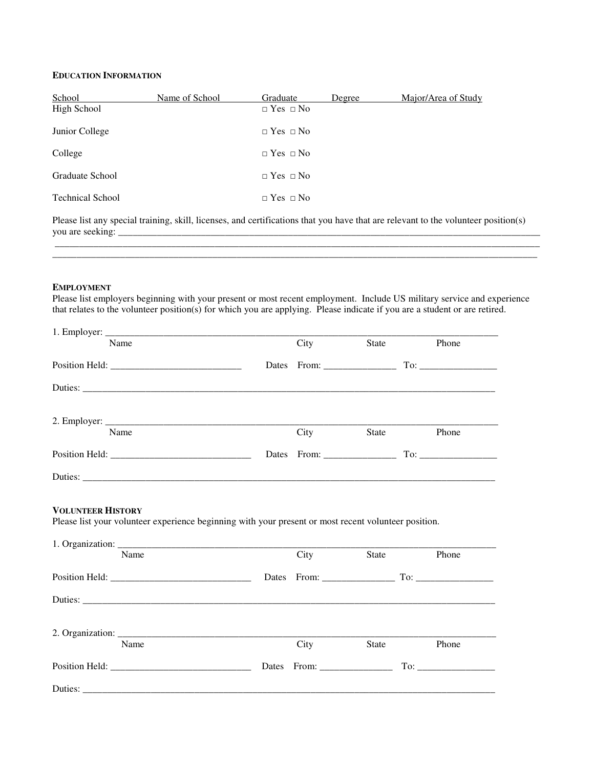### EDUCATION INFORMATION

| School | Name of School | Graduate | Degree | Major/Area of Study |
|---|---|---|---|---|
| High School | | □ Yes □ No | | |
| Junior College | | □ Yes □ No | | |
| College | | □ Yes □ No | | |
| Graduate School | | □ Yes □ No | | |
| Technical School | | □ Yes □ No | | |

Please list any special training, skill, licenses, and certifications that you have that are relevant to the volunteer position(s) you are seeking: ______________________________________________________________________________________________
______________________________________________________________________________________________
______________________________________________________________________________________________

### EMPLOYMENT

Please list employers beginning with your present or most recent employment. Include US military service and experience that relates to the volunteer position(s) for which you are applying. Please indicate if you are a student or are retired.

1. Employer: ______________________________________________________________________________
Name City State Phone

Position Held: ___________________________ Dates From: _______________ To: ________________

Duties: ______________________________________________________________________________

2. Employer: ______________________________________________________________________________
Name City State Phone

Position Held: _____________________________ Dates From: _______________ To: ________________

Duties: ______________________________________________________________________________

### VOLUNTEER HISTORY

Please list your volunteer experience beginning with your present or most recent volunteer position.

1. Organization: ___________________________________________________________________________
Name City State Phone

Position Held: _____________________________ Dates From: _______________ To: ________________

Duties: ______________________________________________________________________________

2. Organization: ___________________________________________________________________________
Name City State Phone

Position Held: _____________________________ Dates From: _______________ To: ________________

Duties: ______________________________________________________________________________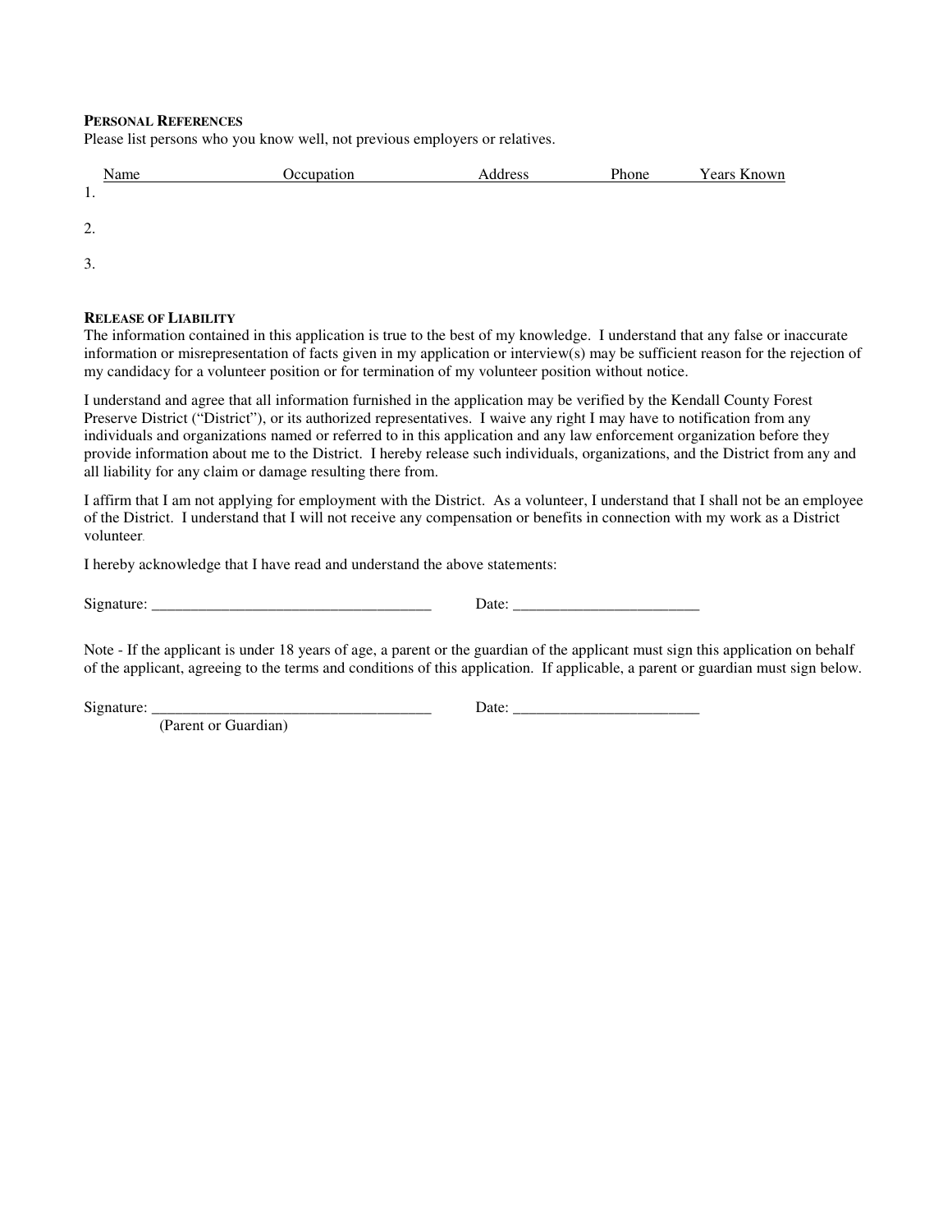**PERSONAL REFERENCES**

Please list persons who you know well, not previous employers or relatives.

| | Name | Occupation | Address | Phone | Years Known |
|---|---|---|---|---|---|
| 1. | | | | | |
| 2. | | | | | |
| 3. | | | | | |

**RELEASE OF LIABILITY**

The information contained in this application is true to the best of my knowledge. I understand that any false or inaccurate information or misrepresentation of facts given in my application or interview(s) may be sufficient reason for the rejection of my candidacy for a volunteer position or for termination of my volunteer position without notice.

I understand and agree that all information furnished in the application may be verified by the Kendall County Forest Preserve District ("District"), or its authorized representatives. I waive any right I may have to notification from any individuals and organizations named or referred to in this application and any law enforcement organization before they provide information about me to the District. I hereby release such individuals, organizations, and the District from any and all liability for any claim or damage resulting there from.

I affirm that I am not applying for employment with the District. As a volunteer, I understand that I shall not be an employee of the District. I understand that I will not receive any compensation or benefits in connection with my work as a District volunteer.

I hereby acknowledge that I have read and understand the above statements:

Signature: ____________________________________ Date: ________________________

Note - If the applicant is under 18 years of age, a parent or the guardian of the applicant must sign this application on behalf of the applicant, agreeing to the terms and conditions of this application. If applicable, a parent or guardian must sign below.

Signature: ____________________________________ Date: ________________________
(Parent or Guardian)